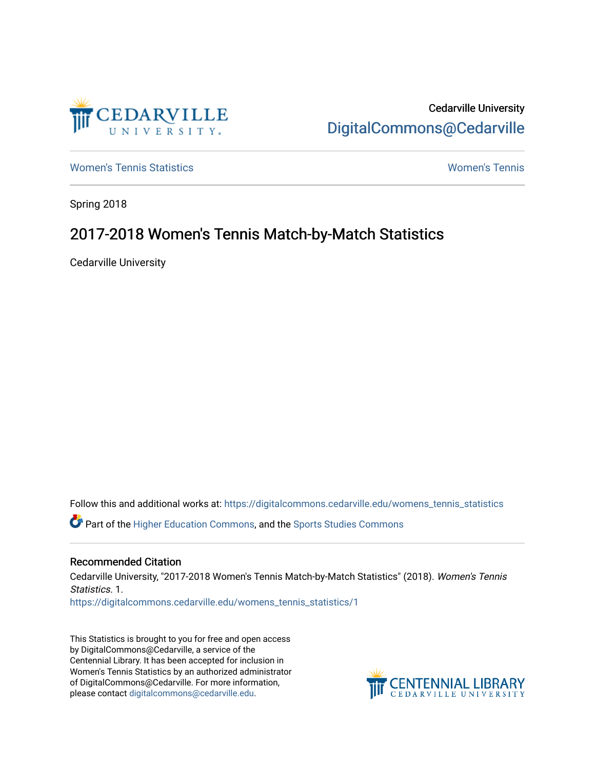Cedarville University

DigitalCommons@Cedarville

Women's Tennis Statistics | Women's Tennis

Spring 2018

# 2017-2018 Women's Tennis Match-by-Match Statistics

Cedarville University

Follow this and additional works at: https://digitalcommons.cedarville.edu/womens_tennis_statistics

Part of the Higher Education Commons, and the Sports Studies Commons

## Recommended Citation

Cedarville University, "2017-2018 Women's Tennis Match-by-Match Statistics" (2018). *Women's Tennis Statistics*. 1.
https://digitalcommons.cedarville.edu/womens_tennis_statistics/1

This Statistics is brought to you for free and open access by DigitalCommons@Cedarville, a service of the Centennial Library. It has been accepted for inclusion in Women's Tennis Statistics by an authorized administrator of DigitalCommons@Cedarville. For more information, please contact digitalcommons@cedarville.edu.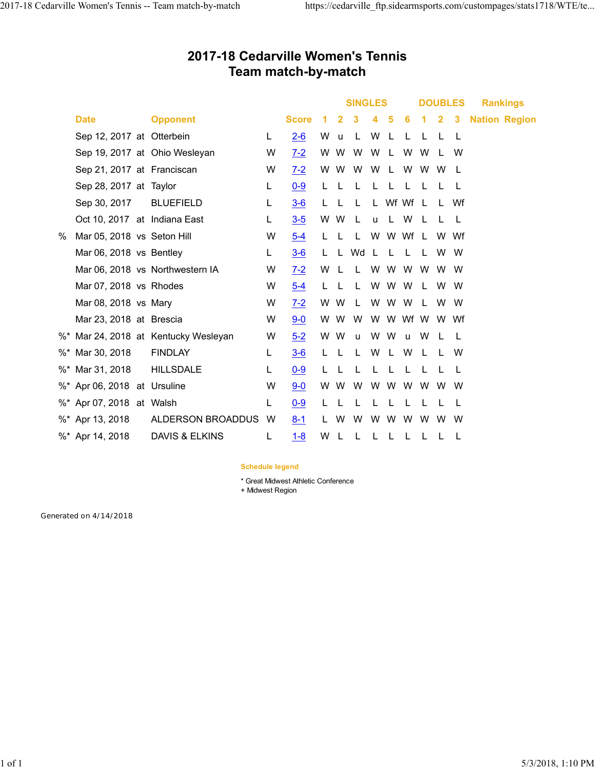# 2017-18 Cedarville Women's Tennis
## Team match-by-match

| | Date | | Opponent | | Score | SINGLES 1 | 2 | 3 | 4 | 5 | 6 | DOUBLES 1 | 2 | 3 | Rankings Nation | Region |
|---|---|---|---|---|---|---|---|---|---|---|---|---|---|---|---|---|
| | Sep 12, 2017 | at | Otterbein | L | 2-6 | W | u | L | W | L | L | L | L | L | | |
| | Sep 19, 2017 | at | Ohio Wesleyan | W | 7-2 | W | W | W | W | L | W | W | L | W | | |
| | Sep 21, 2017 | at | Franciscan | W | 7-2 | W | W | W | W | L | W | W | W | L | | |
| | Sep 28, 2017 | at | Taylor | L | 0-9 | L | L | L | L | L | L | L | L | L | | |
| | Sep 30, 2017 | | BLUEFIELD | L | 3-6 | L | L | L | L | Wf | Wf | L | L | Wf | | |
| | Oct 10, 2017 | at | Indiana East | L | 3-5 | W | W | L | u | L | W | L | L | L | | |
| % | Mar 05, 2018 | vs | Seton Hill | W | 5-4 | L | L | L | W | W | Wf | L | W | Wf | | |
| | Mar 06, 2018 | vs | Bentley | L | 3-6 | L | L | Wd | L | L | L | L | W | W | | |
| | Mar 06, 2018 | vs | Northwestern IA | W | 7-2 | W | L | L | W | W | W | W | W | W | | |
| | Mar 07, 2018 | vs | Rhodes | W | 5-4 | L | L | L | W | W | W | L | W | W | | |
| | Mar 08, 2018 | vs | Mary | W | 7-2 | W | W | L | W | W | W | L | W | W | | |
| | Mar 23, 2018 | at | Brescia | W | 9-0 | W | W | W | W | W | Wf | W | W | Wf | | |
| %* | Mar 24, 2018 | at | Kentucky Wesleyan | W | 5-2 | W | W | u | W | W | u | W | L | L | | |
| %* | Mar 30, 2018 | | FINDLAY | L | 3-6 | L | L | L | W | L | W | L | L | W | | |
| %* | Mar 31, 2018 | | HILLSDALE | L | 0-9 | L | L | L | L | L | L | L | L | L | | |
| %* | Apr 06, 2018 | at | Ursuline | W | 9-0 | W | W | W | W | W | W | W | W | W | | |
| %* | Apr 07, 2018 | at | Walsh | L | 0-9 | L | L | L | L | L | L | L | L | L | | |
| %* | Apr 13, 2018 | | ALDERSON BROADDUS | W | 8-1 | L | W | W | W | W | W | W | W | W | | |
| %* | Apr 14, 2018 | | DAVIS & ELKINS | L | 1-8 | W | L | L | L | L | L | L | L | L | | |

**Schedule legend**

* Great Midwest Athletic Conference
+ Midwest Region

Generated on 4/14/2018